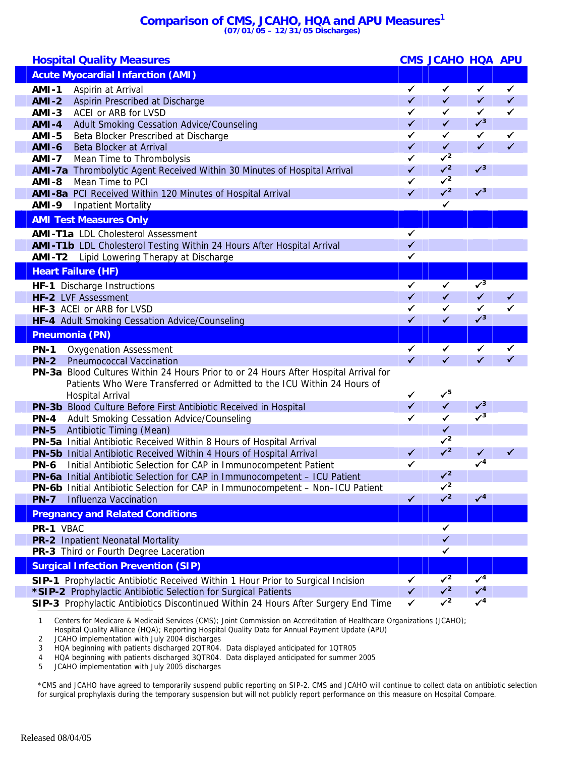# Comparison of CMS, JCAHO, HQA and APU Measures[1]

**(07/01/05 – 12/31/05 Discharges)**

| Hospital Quality Measures | CMS | JCAHO | HQA | APU |
|---|---|---|---|---|
| **Acute Myocardial Infarction (AMI)** | | | | |
| **AMI-1** Aspirin at Arrival | ✓ | ✓ | ✓ | ✓ |
| **AMI-2** Aspirin Prescribed at Discharge | ✓ | ✓ | ✓ | ✓ |
| **AMI-3** ACEI or ARB for LVSD | ✓ | ✓ | ✓ | ✓ |
| **AMI-4** Adult Smoking Cessation Advice/Counseling | ✓ | ✓ | ✓[3] | |
| **AMI-5** Beta Blocker Prescribed at Discharge | ✓ | ✓ | ✓ | ✓ |
| **AMI-6** Beta Blocker at Arrival | ✓ | ✓ | ✓ | ✓ |
| **AMI-7** Mean Time to Thrombolysis | ✓ | ✓[2] | | |
| **AMI-7a** Thrombolytic Agent Received Within 30 Minutes of Hospital Arrival | ✓ | ✓[2] | ✓[3] | |
| **AMI-8** Mean Time to PCI | ✓ | ✓[2] | | |
| **AMI-8a** PCI Received Within 120 Minutes of Hospital Arrival | ✓ | ✓[2] | ✓[3] | |
| **AMI-9** Inpatient Mortality | | ✓ | | |
| **AMI Test Measures Only** | | | | |
| **AMI-T1a** LDL Cholesterol Assessment | ✓ | | | |
| **AMI-T1b** LDL Cholesterol Testing Within 24 Hours After Hospital Arrival | ✓ | | | |
| **AMI-T2** Lipid Lowering Therapy at Discharge | ✓ | | | |
| **Heart Failure (HF)** | | | | |
| **HF-1** Discharge Instructions | ✓ | ✓ | ✓[3] | |
| **HF-2** LVF Assessment | ✓ | ✓ | ✓ | ✓ |
| **HF-3** ACEI or ARB for LVSD | ✓ | ✓ | ✓ | ✓ |
| **HF-4** Adult Smoking Cessation Advice/Counseling | ✓ | ✓ | ✓[3] | |
| **Pneumonia (PN)** | | | | |
| **PN-1** Oxygenation Assessment | ✓ | ✓ | ✓ | ✓ |
| **PN-2** Pneumococcal Vaccination | ✓ | ✓ | ✓ | ✓ |
| **PN-3a** Blood Cultures Within 24 Hours Prior to or 24 Hours After Hospital Arrival for Patients Who Were Transferred or Admitted to the ICU Within 24 Hours of Hospital Arrival | ✓ | ✓[5] | | |
| **PN-3b** Blood Culture Before First Antibiotic Received in Hospital | ✓ | ✓ | ✓[3] | |
| **PN-4** Adult Smoking Cessation Advice/Counseling | ✓ | ✓ | ✓[3] | |
| **PN-5** Antibiotic Timing (Mean) | | ✓ | | |
| **PN-5a** Initial Antibiotic Received Within 8 Hours of Hospital Arrival | | ✓[2] | | |
| **PN-5b** Initial Antibiotic Received Within 4 Hours of Hospital Arrival | ✓ | ✓[2] | ✓ | ✓ |
| **PN-6** Initial Antibiotic Selection for CAP in Immunocompetent Patient | ✓ | | ✓[4] | |
| **PN-6a** Initial Antibiotic Selection for CAP in Immunocompetent – ICU Patient | | ✓[2] | | |
| **PN-6b** Initial Antibiotic Selection for CAP in Immunocompetent – Non–ICU Patient | | ✓[2] | | |
| **PN-7** Influenza Vaccination | ✓ | ✓[2] | ✓[4] | |
| **Pregnancy and Related Conditions** | | | | |
| **PR-1** VBAC | | ✓ | | |
| **PR-2** Inpatient Neonatal Mortality | | ✓ | | |
| **PR-3** Third or Fourth Degree Laceration | | ✓ | | |
| **Surgical Infection Prevention (SIP)** | | | | |
| **SIP-1** Prophylactic Antibiotic Received Within 1 Hour Prior to Surgical Incision | ✓ | ✓[2] | ✓[4] | |
| ***SIP-2** Prophylactic Antibiotic Selection for Surgical Patients | ✓ | ✓[2] | ✓[4] | |
| **SIP-3** Prophylactic Antibiotics Discontinued Within 24 Hours After Surgery End Time | ✓ | ✓[2] | ✓[4] | |

1. Centers for Medicare & Medicaid Services (CMS); Joint Commission on Accreditation of Healthcare Organizations (JCAHO); Hospital Quality Alliance (HQA); Reporting Hospital Quality Data for Annual Payment Update (APU)
2. JCAHO implementation with July 2004 discharges
3. HQA beginning with patients discharged 2QTR04. Data displayed anticipated for 1QTR05
4. HQA beginning with patients discharged 3QTR04. Data displayed anticipated for summer 2005
5. JCAHO implementation with July 2005 discharges

*CMS and JCAHO have agreed to temporarily suspend public reporting on SIP-2. CMS and JCAHO will continue to collect data on antibiotic selection for surgical prophylaxis during the temporary suspension but will not publicly report performance on this measure on Hospital Compare.

Released 08/04/05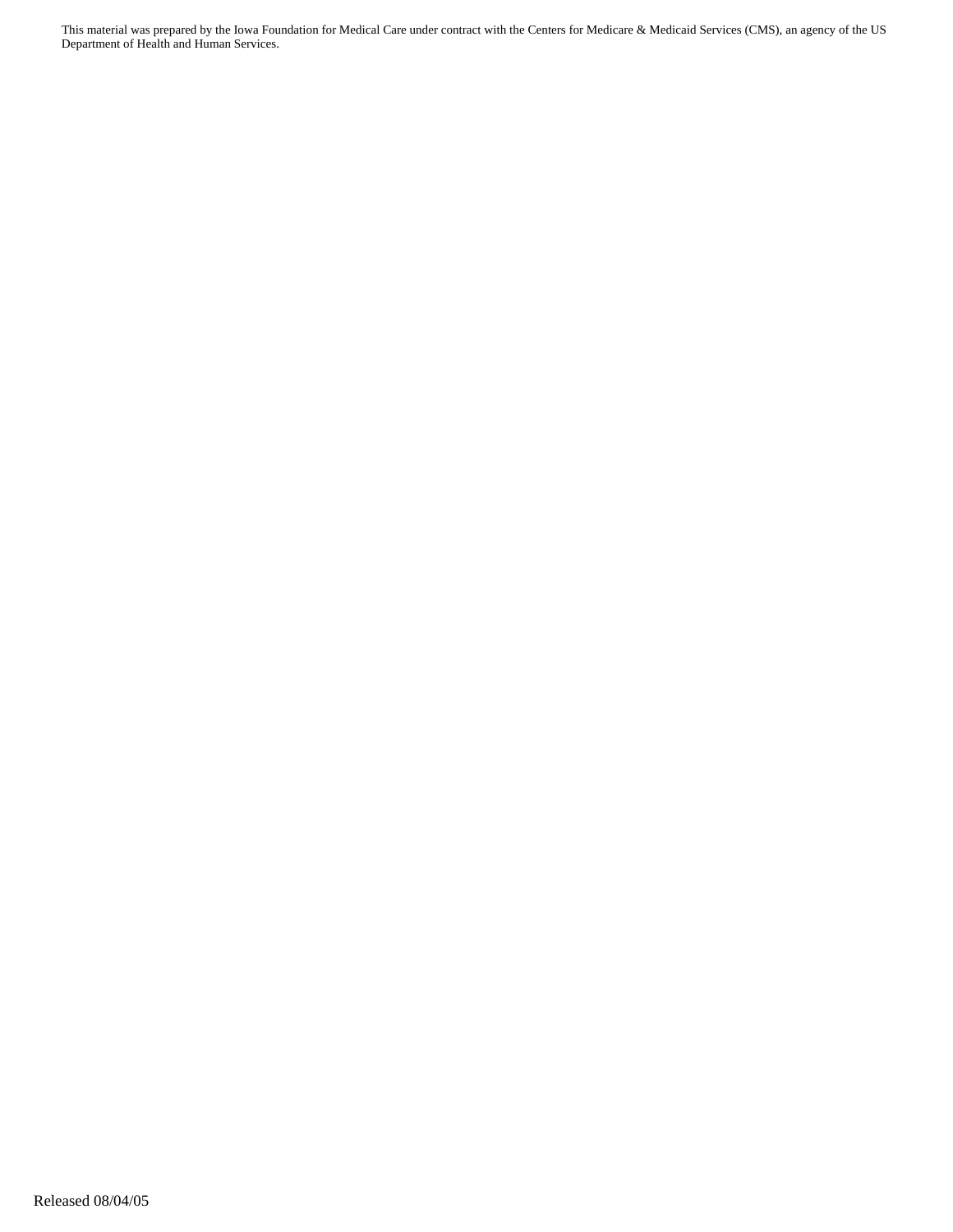This material was prepared by the Iowa Foundation for Medical Care under contract with the Centers for Medicare & Medicaid Services (CMS), an agency of the US Department of Health and Human Services.

Released 08/04/05